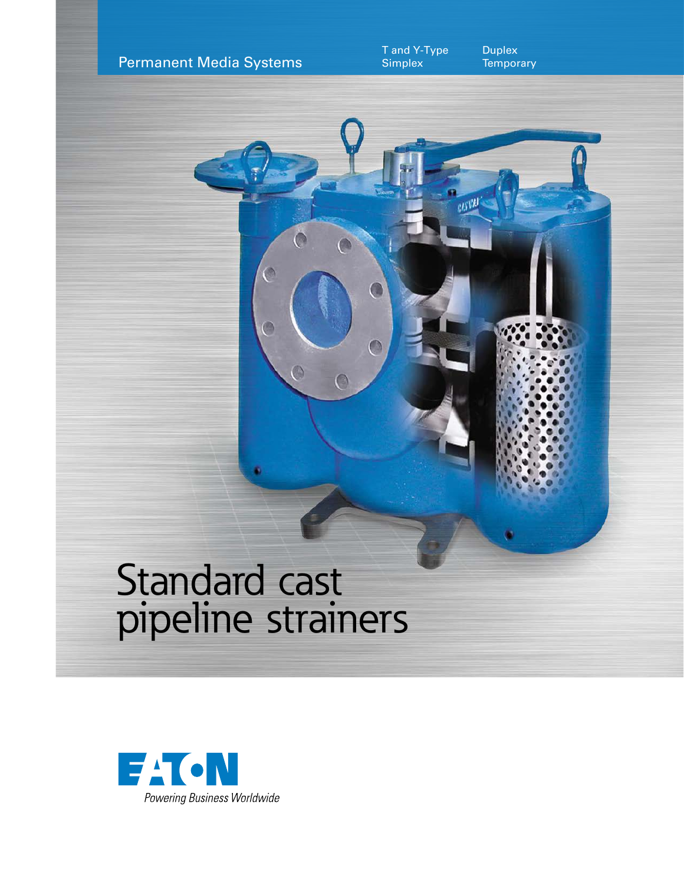Permanent Media Systems

T and Y-Type
Simplex

Duplex
Temporary

# Standard cast pipeline strainers

EATON

*Powering Business Worldwide*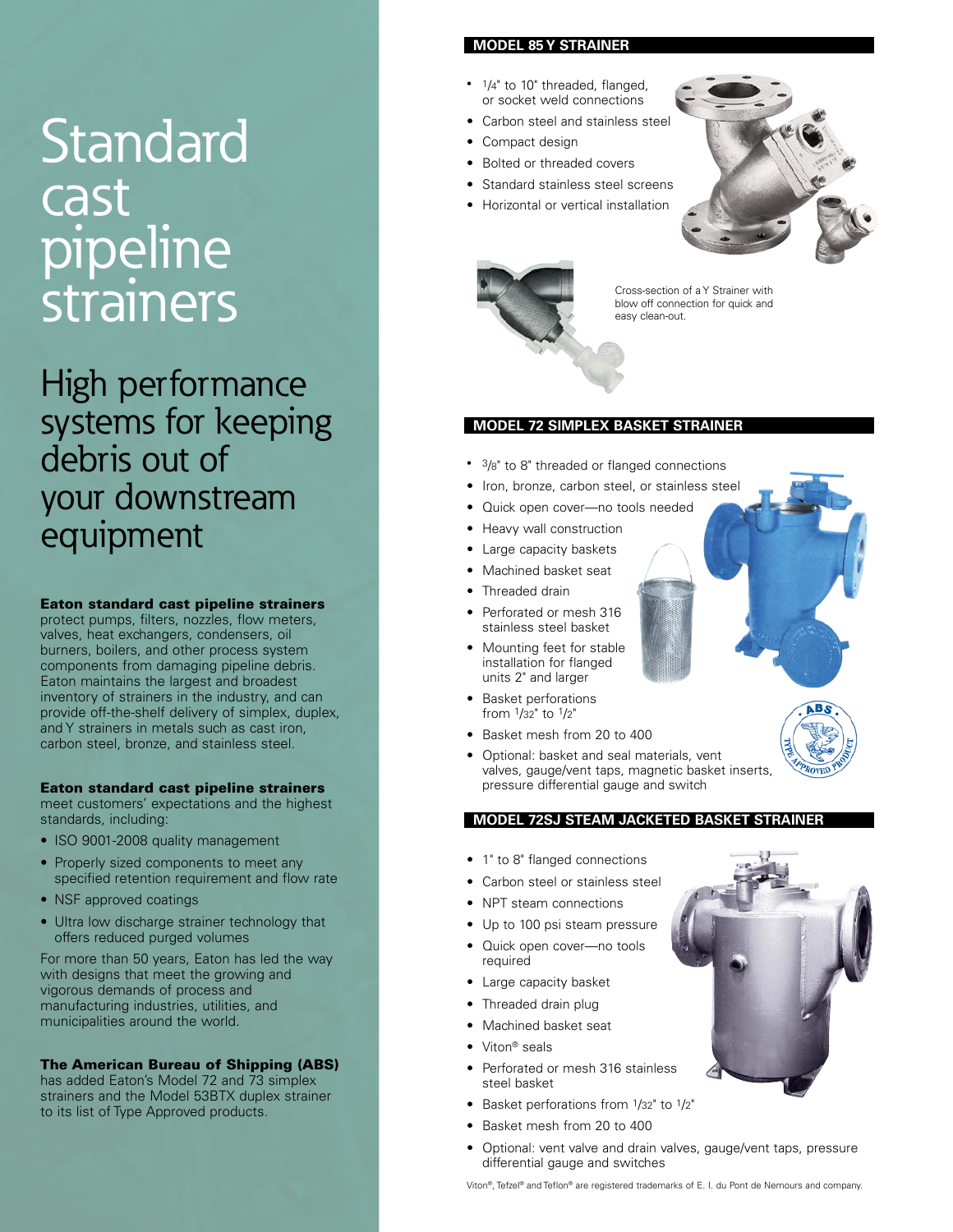# Standard cast pipeline strainers

## High performance systems for keeping debris out of your downstream equipment

**Eaton standard cast pipeline strainers** protect pumps, filters, nozzles, flow meters, valves, heat exchangers, condensers, oil burners, boilers, and other process system components from damaging pipeline debris. Eaton maintains the largest and broadest inventory of strainers in the industry, and can provide off-the-shelf delivery of simplex, duplex, and Y strainers in metals such as cast iron, carbon steel, bronze, and stainless steel.

**Eaton standard cast pipeline strainers** meet customers' expectations and the highest standards, including:

- ISO 9001-2008 quality management
- Properly sized components to meet any specified retention requirement and flow rate
- NSF approved coatings
- Ultra low discharge strainer technology that offers reduced purged volumes

For more than 50 years, Eaton has led the way with designs that meet the growing and vigorous demands of process and manufacturing industries, utilities, and municipalities around the world.

**The American Bureau of Shipping (ABS)** has added Eaton's Model 72 and 73 simplex strainers and the Model 53BTX duplex strainer to its list of Type Approved products.

### MODEL 85 Y STRAINER

- 1/4" to 10" threaded, flanged, or socket weld connections
- Carbon steel and stainless steel
- Compact design
- Bolted or threaded covers
- Standard stainless steel screens
- Horizontal or vertical installation

Cross-section of a Y Strainer with blow off connection for quick and easy clean-out.

### MODEL 72 SIMPLEX BASKET STRAINER

- 3/8" to 8" threaded or flanged connections
- Iron, bronze, carbon steel, or stainless steel
- Quick open cover—no tools needed
- Heavy wall construction
- Large capacity baskets
- Machined basket seat
- Threaded drain
- Perforated or mesh 316 stainless steel basket
- Mounting feet for stable installation for flanged units 2" and larger
- Basket perforations from 1/32" to 1/2"
- Basket mesh from 20 to 400
- Optional: basket and seal materials, vent valves, gauge/vent taps, magnetic basket inserts, pressure differential gauge and switch

### MODEL 72SJ STEAM JACKETED BASKET STRAINER

- 1" to 8" flanged connections
- Carbon steel or stainless steel
- NPT steam connections
- Up to 100 psi steam pressure
- Quick open cover—no tools required
- Large capacity basket
- Threaded drain plug
- Machined basket seat
- Viton® seals
- Perforated or mesh 316 stainless steel basket
- Basket perforations from 1/32" to 1/2"
- Basket mesh from 20 to 400
- Optional: vent valve and drain valves, gauge/vent taps, pressure differential gauge and switches

Viton®, Tefzel® and Teflon® are registered trademarks of E. I. du Pont de Nemours and company.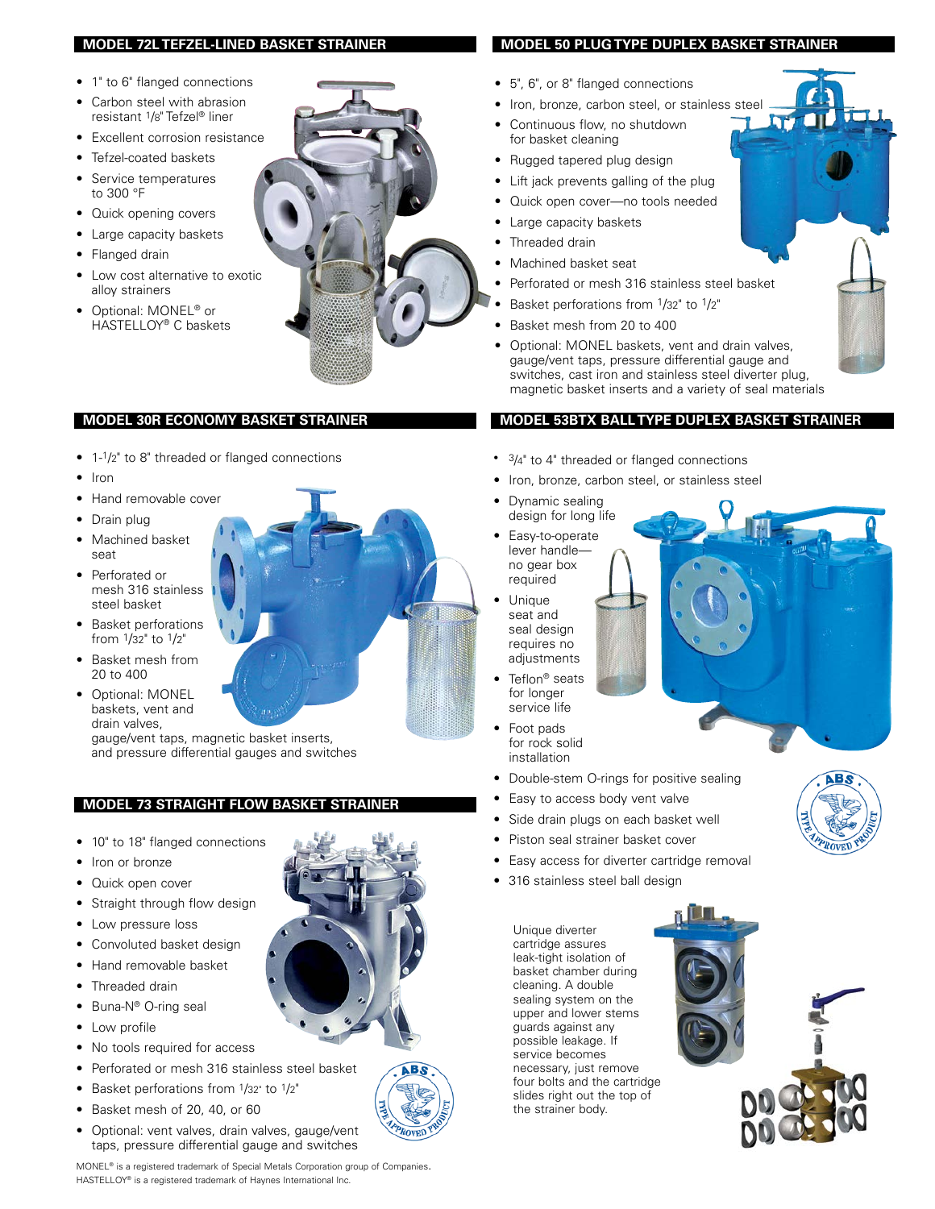## MODEL 72L TEFZEL-LINED BASKET STRAINER

- 1" to 6" flanged connections
- Carbon steel with abrasion resistant 1/8" Tefzel® liner
- Excellent corrosion resistance
- Tefzel-coated baskets
- Service temperatures to 300 °F
- Quick opening covers
- Large capacity baskets
- Flanged drain
- Low cost alternative to exotic alloy strainers
- Optional: MONEL® or HASTELLOY® C baskets

## MODEL 30R ECONOMY BASKET STRAINER

- 1-1/2" to 8" threaded or flanged connections
- Iron
- Hand removable cover
- Drain plug
- Machined basket seat
- Perforated or mesh 316 stainless steel basket
- Basket perforations from 1/32" to 1/2"
- Basket mesh from 20 to 400
- Optional: MONEL baskets, vent and drain valves, gauge/vent taps, magnetic basket inserts, and pressure differential gauges and switches

## MODEL 73 STRAIGHT FLOW BASKET STRAINER

- 10" to 18" flanged connections
- Iron or bronze
- Quick open cover
- Straight through flow design
- Low pressure loss
- Convoluted basket design
- Hand removable basket
- Threaded drain
- Buna-N® O-ring seal
- Low profile
- No tools required for access
- Perforated or mesh 316 stainless steel basket
- Basket perforations from 1/32" to 1/2"
- Basket mesh of 20, 40, or 60
- Optional: vent valves, drain valves, gauge/vent taps, pressure differential gauge and switches

## MODEL 50 PLUG TYPE DUPLEX BASKET STRAINER

- 5", 6", or 8" flanged connections
- Iron, bronze, carbon steel, or stainless steel
- Continuous flow, no shutdown for basket cleaning
- Rugged tapered plug design
- Lift jack prevents galling of the plug
- Quick open cover—no tools needed
- Large capacity baskets
- Threaded drain
- Machined basket seat
- Perforated or mesh 316 stainless steel basket
- Basket perforations from 1/32" to 1/2"
- Basket mesh from 20 to 400
- Optional: MONEL baskets, vent and drain valves, gauge/vent taps, pressure differential gauge and switches, cast iron and stainless steel diverter plug, magnetic basket inserts and a variety of seal materials

## MODEL 53BTX BALL TYPE DUPLEX BASKET STRAINER

- 3/4" to 4" threaded or flanged connections
- Iron, bronze, carbon steel, or stainless steel
- Dynamic sealing design for long life
- Easy-to-operate lever handle—no gear box required
- Unique seat and seal design requires no adjustments
- Teflon® seats for longer service life
- Foot pads for rock solid installation
- Double-stem O-rings for positive sealing
- Easy to access body vent valve
- Side drain plugs on each basket well
- Piston seal strainer basket cover
- Easy access for diverter cartridge removal
- 316 stainless steel ball design

Unique diverter cartridge assures leak-tight isolation of basket chamber during cleaning. A double sealing system on the upper and lower stems guards against any possible leakage. If service becomes necessary, just remove four bolts and the cartridge slides right out the top of the strainer body.

MONEL® is a registered trademark of Special Metals Corporation group of Companies.
HASTELLOY® is a registered trademark of Haynes International Inc.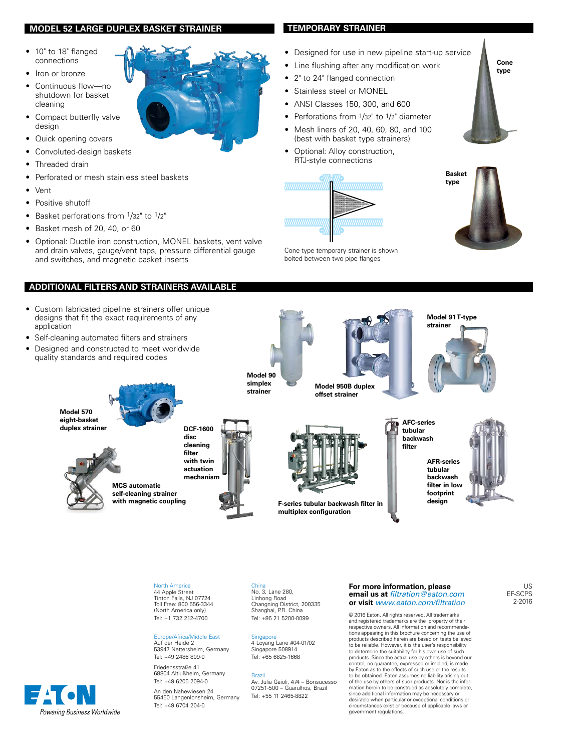## MODEL 52 LARGE DUPLEX BASKET STRAINER

- 10" to 18" flanged connections
- Iron or bronze
- Continuous flow—no shutdown for basket cleaning
- Compact butterfly valve design
- Quick opening covers
- Convoluted-design baskets
- Threaded drain
- Perforated or mesh stainless steel baskets
- Vent
- Positive shutoff
- Basket perforations from 1/32" to 1/2"
- Basket mesh of 20, 40, or 60
- Optional: Ductile iron construction, MONEL baskets, vent valve and drain valves, gauge/vent taps, pressure differential gauge and switches, and magnetic basket inserts

## TEMPORARY STRAINER

- Designed for use in new pipeline start-up service
- Line flushing after any modification work
- 2" to 24" flanged connection
- Stainless steel or MONEL
- ANSI Classes 150, 300, and 600
- Perforations from 1/32" to 1/2" diameter
- Mesh liners of 20, 40, 60, 80, and 100 (best with basket type strainers)
- Optional: Alloy construction, RTJ-style connections

Cone type

Basket type

Cone type temporary strainer is shown bolted between two pipe flanges

## ADDITIONAL FILTERS AND STRAINERS AVAILABLE

- Custom fabricated pipeline strainers offer unique designs that fit the exact requirements of any application
- Self-cleaning automated filters and strainers
- Designed and constructed to meet worldwide quality standards and required codes

Model 90 simplex strainer

Model 950B duplex offset strainer

Model 91 T-type strainer

Model 570 eight-basket duplex strainer

DCF-1600 disc cleaning filter with twin actuation mechanism

MCS automatic self-cleaning strainer with magnetic coupling

F-series tubular backwash filter in multiplex configuration

AFC-series tubular backwash filter

AFR-series tubular backwash filter in low footprint design

North America
44 Apple Street
Tinton Falls, NJ 07724
Toll Free: 800 656-3344
(North America only)
Tel: +1 732 212-4700

Europe/Africa/Middle East
Auf der Heide 2
53947 Nettersheim, Germany
Tel: +49 2486 809-0

Friedensstraße 41
68804 Altlußheim, Germany
Tel: +49 6205 2094-0

An den Nahewiesen 24
55450 Langenlonsheim, Germany
Tel: +49 6704 204-0

China
No. 3, Lane 280,
Linhong Road
Changning District, 200335
Shanghai, P.R. China
Tel: +86 21 5200-0099

Singapore
4 Loyang Lane #04-01/02
Singapore 508914
Tel: +65 6825-1668

Brazil
Av. Julia Gaioli, 474 – Bonsucesso
07251-500 – Guarulhos, Brazil
Tel: +55 11 2465-8822

**For more information, please email us at *filtration@eaton.com* or visit *www.eaton.com/filtration***

© 2016 Eaton. All rights reserved. All trademarks and registered trademarks are the property of their respective owners. All information and recommendations appearing in this brochure concerning the use of products described herein are based on tests believed to be reliable. However, it is the user's responsibility to determine the suitability for his own use of such products. Since the actual use by others is beyond our control, no guarantee, expressed or implied, is made by Eaton as to the effects of such use or the results to be obtained. Eaton assumes no liability arising out of the use by others of such products. Nor is the information herein to be construed as absolutely complete, since additional information may be necessary or desirable when particular or exceptional conditions or circumstances exist or because of applicable laws or government regulations.

US
EF-SCPS
2-2016

EATON
Powering Business Worldwide